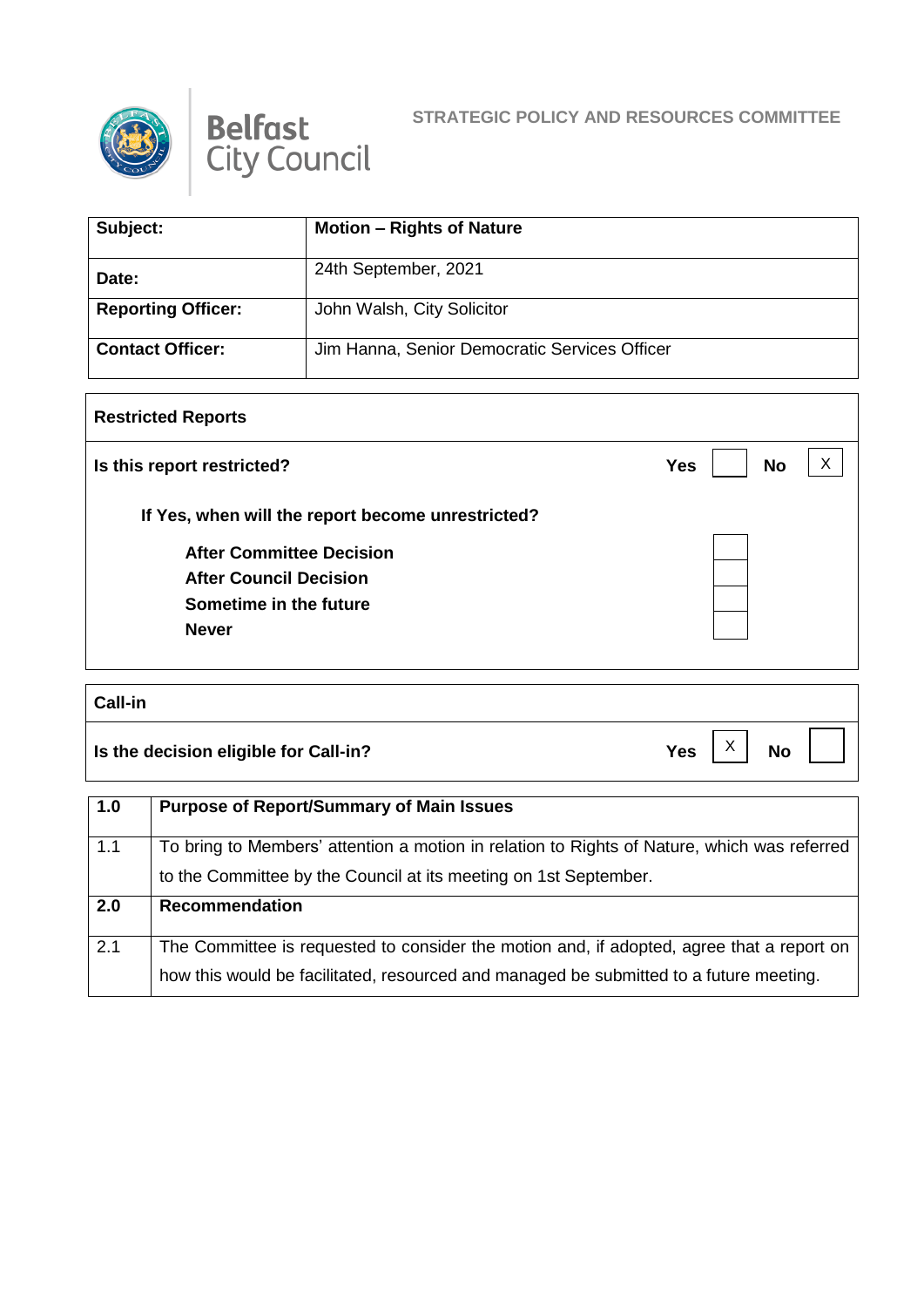Belfast City Council

**STRATEGIC POLICY AND RESOURCES COMMITTEE**

| **Subject:** | **Motion – Rights of Nature** |
|---|---|
| **Date:** | 24th September, 2021 |
| **Reporting Officer:** | John Walsh, City Solicitor |
| **Contact Officer:** | Jim Hanna, Senior Democratic Services Officer |

| **Restricted Reports** | | | | |
|---|---|---|---|---|
| **Is this report restricted?** | **Yes** | | **No** | X |
| **If Yes, when will the report become unrestricted?** | | | | |
| **After Committee Decision** | | | | |
| **After Council Decision** | | | | |
| **Sometime in the future** | | | | |
| **Never** | | | | |

| **Call-in** | | | | |
|---|---|---|---|---|
| **Is the decision eligible for Call-in?** | **Yes** | X | **No** | |

| **1.0** | **Purpose of Report/Summary of Main Issues** |
|---|---|
| 1.1 | To bring to Members' attention a motion in relation to Rights of Nature, which was referred to the Committee by the Council at its meeting on 1st September. |
| **2.0** | **Recommendation** |
| 2.1 | The Committee is requested to consider the motion and, if adopted, agree that a report on how this would be facilitated, resourced and managed be submitted to a future meeting. |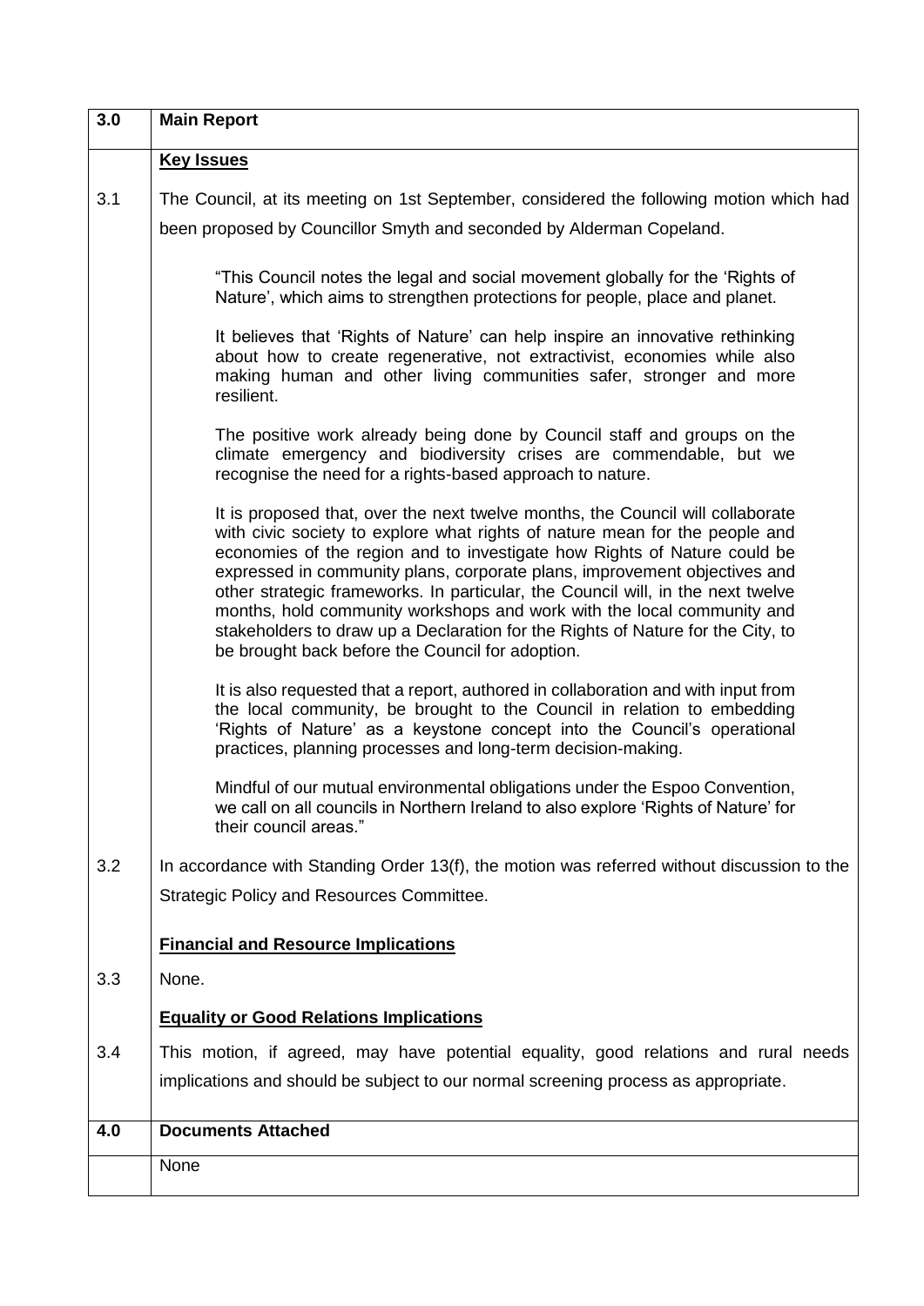| 3.0 | Main Report |
|---|---|

**Key Issues**

3.1 The Council, at its meeting on 1st September, considered the following motion which had been proposed by Councillor Smyth and seconded by Alderman Copeland.

> "This Council notes the legal and social movement globally for the 'Rights of Nature', which aims to strengthen protections for people, place and planet.
>
> It believes that 'Rights of Nature' can help inspire an innovative rethinking about how to create regenerative, not extractivist, economies while also making human and other living communities safer, stronger and more resilient.
>
> The positive work already being done by Council staff and groups on the climate emergency and biodiversity crises are commendable, but we recognise the need for a rights-based approach to nature.
>
> It is proposed that, over the next twelve months, the Council will collaborate with civic society to explore what rights of nature mean for the people and economies of the region and to investigate how Rights of Nature could be expressed in community plans, corporate plans, improvement objectives and other strategic frameworks. In particular, the Council will, in the next twelve months, hold community workshops and work with the local community and stakeholders to draw up a Declaration for the Rights of Nature for the City, to be brought back before the Council for adoption.
>
> It is also requested that a report, authored in collaboration and with input from the local community, be brought to the Council in relation to embedding 'Rights of Nature' as a keystone concept into the Council's operational practices, planning processes and long-term decision-making.
>
> Mindful of our mutual environmental obligations under the Espoo Convention, we call on all councils in Northern Ireland to also explore 'Rights of Nature' for their council areas."

3.2 In accordance with Standing Order 13(f), the motion was referred without discussion to the Strategic Policy and Resources Committee.

**Financial and Resource Implications**

3.3 None.

**Equality or Good Relations Implications**

3.4 This motion, if agreed, may have potential equality, good relations and rural needs implications and should be subject to our normal screening process as appropriate.

| 4.0 | Documents Attached |
|---|---|
| | None |